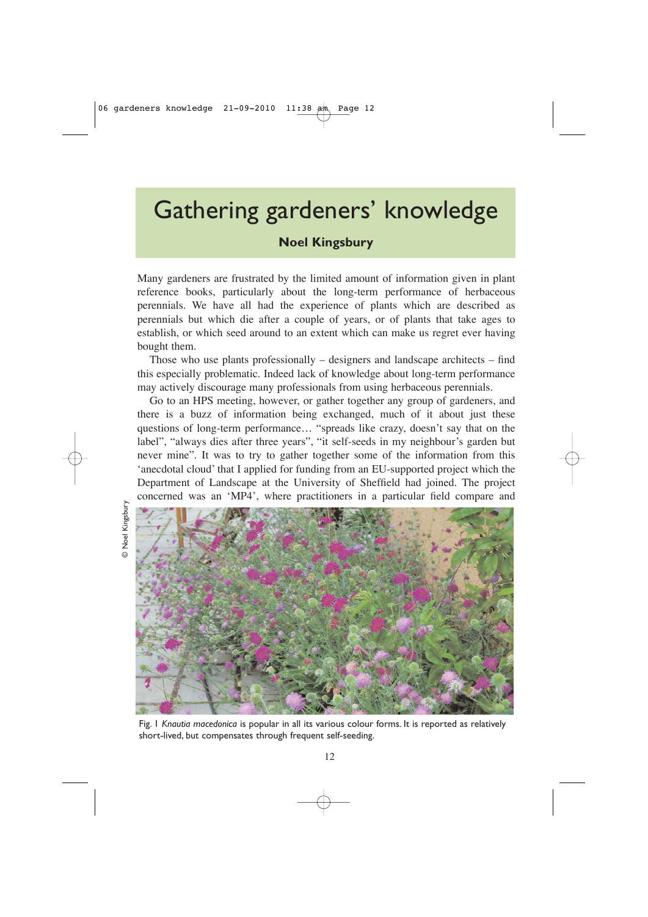# Gathering gardeners' knowledge

**Noel Kingsbury**

Many gardeners are frustrated by the limited amount of information given in plant reference books, particularly about the long-term performance of herbaceous perennials. We have all had the experience of plants which are described as perennials but which die after a couple of years, or of plants that take ages to establish, or which seed around to an extent which can make us regret ever having bought them.

Those who use plants professionally – designers and landscape architects – find this especially problematic. Indeed lack of knowledge about long-term performance may actively discourage many professionals from using herbaceous perennials.

Go to an HPS meeting, however, or gather together any group of gardeners, and there is a buzz of information being exchanged, much of it about just these questions of long-term performance… "spreads like crazy, doesn't say that on the label", "always dies after three years", "it self-seeds in my neighbour's garden but never mine". It was to try to gather together some of the information from this 'anecdotal cloud' that I applied for funding from an EU-supported project which the Department of Landscape at the University of Sheffield had joined. The project concerned was an 'MP4', where practitioners in a particular field compare and

© Noel Kingsbury

Fig. 1 *Knautia macedonica* is popular in all its various colour forms. It is reported as relatively short-lived, but compensates through frequent self-seeding.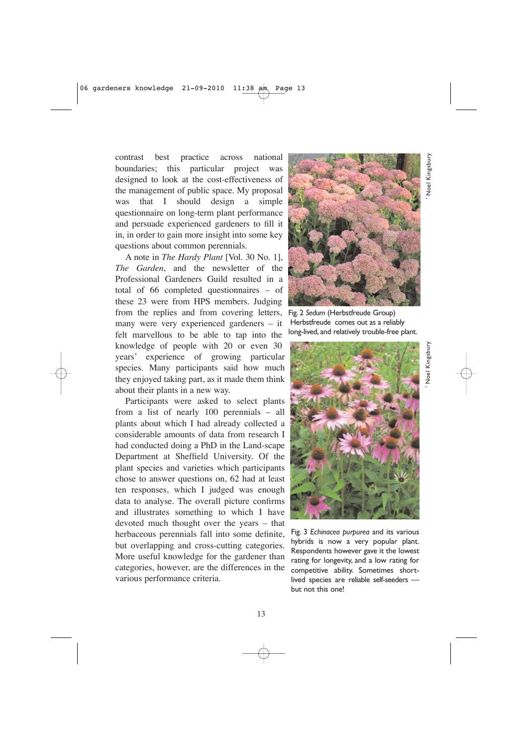contrast best practice across national boundaries; this particular project was designed to look at the cost-effectiveness of the management of public space. My proposal was that I should design a simple questionnaire on long-term plant performance and persuade experienced gardeners to fill it in, in order to gain more insight into some key questions about common perennials.

A note in *The Hardy Plant* [Vol. 30 No. 1], *The Garden*, and the newsletter of the Professional Gardeners Guild resulted in a total of 66 completed questionnaires – of these 23 were from HPS members. Judging from the replies and from covering letters, many were very experienced gardeners – it felt marvellous to be able to tap into the knowledge of people with 20 or even 30 years' experience of growing particular species. Many participants said how much they enjoyed taking part, as it made them think about their plants in a new way.

Participants were asked to select plants from a list of nearly 100 perennials – all plants about which I had already collected a considerable amounts of data from research I had conducted doing a PhD in the Land-scape Department at Sheffield University. Of the plant species and varieties which participants chose to answer questions on, 62 had at least ten responses, which I judged was enough data to analyse. The overall picture confirms and illustrates something to which I have devoted much thought over the years – that herbaceous perennials fall into some definite, but overlapping and cross-cutting categories. More useful knowledge for the gardener than categories, however, are the differences in the various performance criteria.

© Noel Kingsbury

Fig. 2 *Sedum* (Herbstfreude Group) Herbstfreude comes out as a reliably long-lived, and relatively trouble-free plant.

© Noel Kingsbury

Fig. 3 *Echinacea purpurea* and its various hybrids is now a very popular plant. Respondents however gave it the lowest rating for longevity, and a low rating for competitive ability. Sometimes short-lived species are reliable self-seeders — but not this one!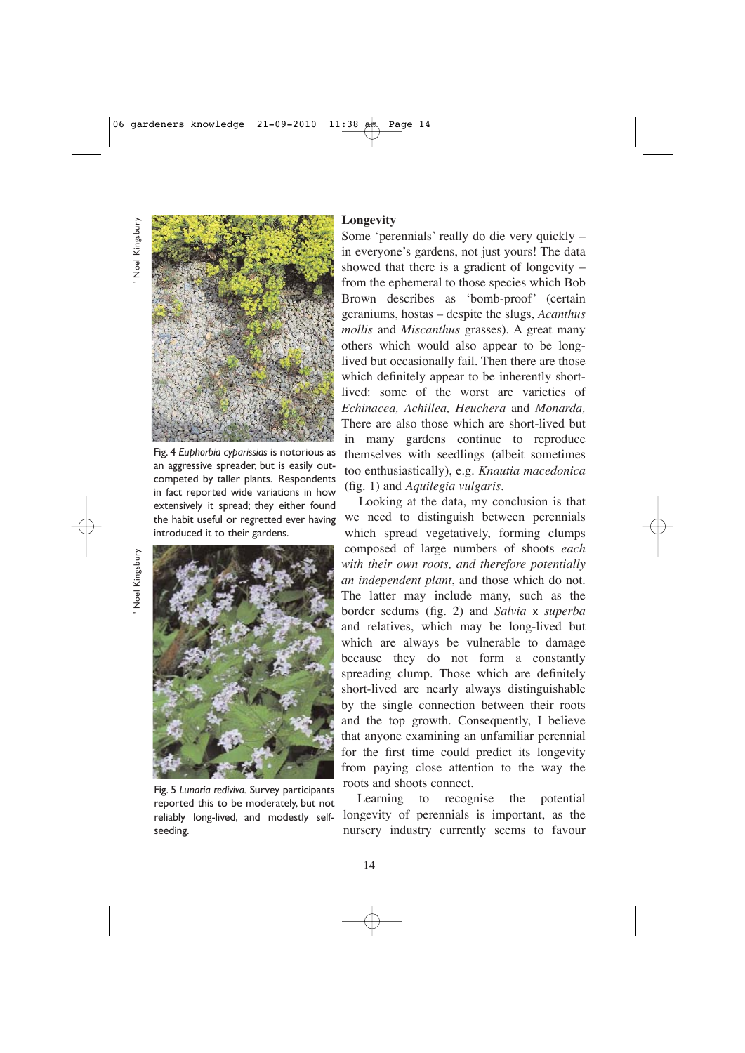Fig. 4 *Euphorbia cyparissias* is notorious as an aggressive spreader, but is easily outcompeted by taller plants. Respondents in fact reported wide variations in how extensively it spread; they either found the habit useful or regretted ever having introduced it to their gardens.

Fig. 5 *Lunaria rediviva.* Survey participants reported this to be moderately, but not reliably long-lived, and modestly self-seeding.

**Longevity**

Some 'perennials' really do die very quickly – in everyone's gardens, not just yours! The data showed that there is a gradient of longevity – from the ephemeral to those species which Bob Brown describes as 'bomb-proof' (certain geraniums, hostas – despite the slugs, *Acanthus mollis* and *Miscanthus* grasses). A great many others which would also appear to be long-lived but occasionally fail. Then there are those which definitely appear to be inherently short-lived: some of the worst are varieties of *Echinacea, Achillea, Heuchera* and *Monarda,* There are also those which are short-lived but in many gardens continue to reproduce themselves with seedlings (albeit sometimes too enthusiastically), e.g. *Knautia macedonica* (fig. 1) and *Aquilegia vulgaris*.

Looking at the data, my conclusion is that we need to distinguish between perennials which spread vegetatively, forming clumps composed of large numbers of shoots *each with their own roots, and therefore potentially an independent plant*, and those which do not. The latter may include many, such as the border sedums (fig. 2) and *Salvia* x *superba* and relatives, which may be long-lived but which are always be vulnerable to damage because they do not form a constantly spreading clump. Those which are definitely short-lived are nearly always distinguishable by the single connection between their roots and the top growth. Consequently, I believe that anyone examining an unfamiliar perennial for the first time could predict its longevity from paying close attention to the way the roots and shoots connect.

Learning to recognise the potential longevity of perennials is important, as the nursery industry currently seems to favour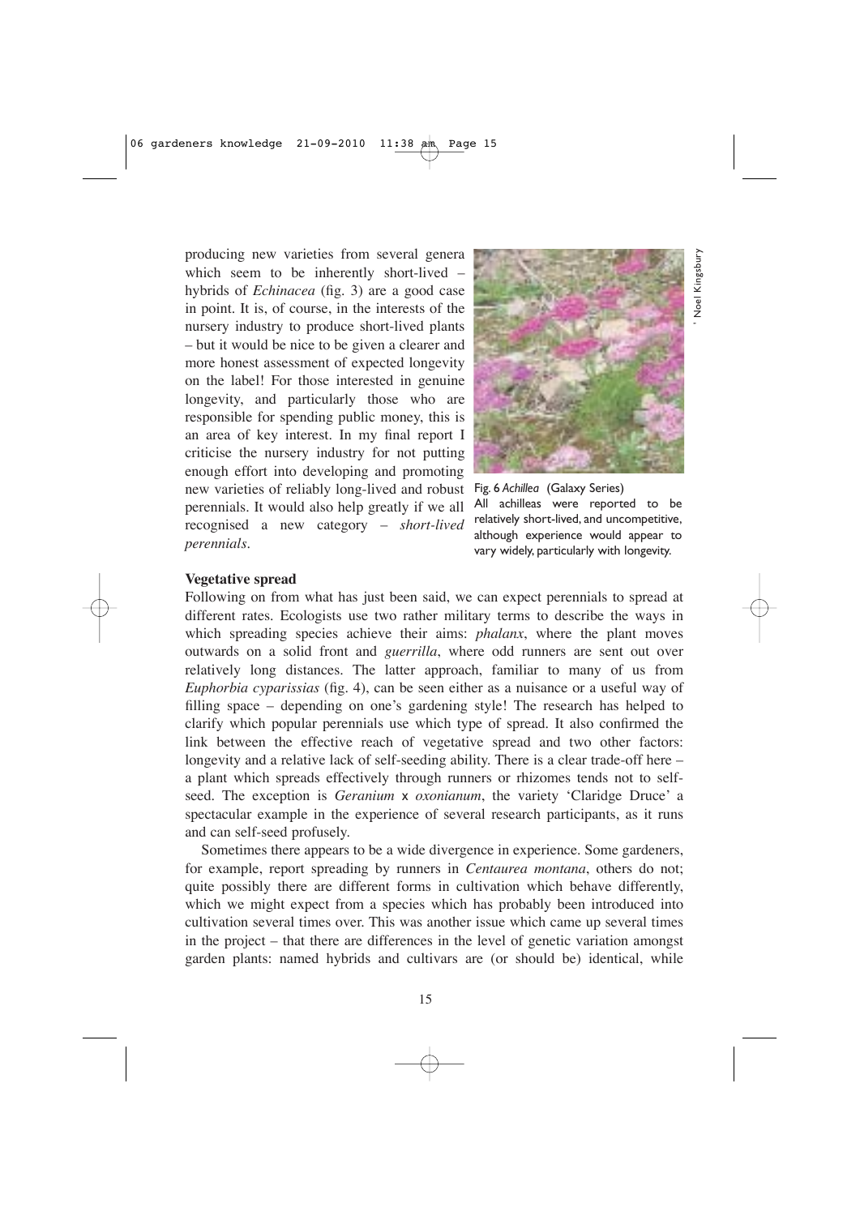producing new varieties from several genera which seem to be inherently short-lived – hybrids of *Echinacea* (fig. 3) are a good case in point. It is, of course, in the interests of the nursery industry to produce short-lived plants – but it would be nice to be given a clearer and more honest assessment of expected longevity on the label! For those interested in genuine longevity, and particularly those who are responsible for spending public money, this is an area of key interest. In my final report I criticise the nursery industry for not putting enough effort into developing and promoting new varieties of reliably long-lived and robust perennials. It would also help greatly if we all recognised a new category – *short-lived perennials*.

Fig. 6 *Achillea* (Galaxy Series)
All achilleas were reported to be relatively short-lived, and uncompetitive, although experience would appear to vary widely, particularly with longevity.

**Vegetative spread**

Following on from what has just been said, we can expect perennials to spread at different rates. Ecologists use two rather military terms to describe the ways in which spreading species achieve their aims: *phalanx*, where the plant moves outwards on a solid front and *guerrilla*, where odd runners are sent out over relatively long distances. The latter approach, familiar to many of us from *Euphorbia cyparissias* (fig. 4), can be seen either as a nuisance or a useful way of filling space – depending on one's gardening style! The research has helped to clarify which popular perennials use which type of spread. It also confirmed the link between the effective reach of vegetative spread and two other factors: longevity and a relative lack of self-seeding ability. There is a clear trade-off here – a plant which spreads effectively through runners or rhizomes tends not to self-seed. The exception is *Geranium* x *oxonianum*, the variety 'Claridge Druce' a spectacular example in the experience of several research participants, as it runs and can self-seed profusely.

Sometimes there appears to be a wide divergence in experience. Some gardeners, for example, report spreading by runners in *Centaurea montana*, others do not; quite possibly there are different forms in cultivation which behave differently, which we might expect from a species which has probably been introduced into cultivation several times over. This was another issue which came up several times in the project – that there are differences in the level of genetic variation amongst garden plants: named hybrids and cultivars are (or should be) identical, while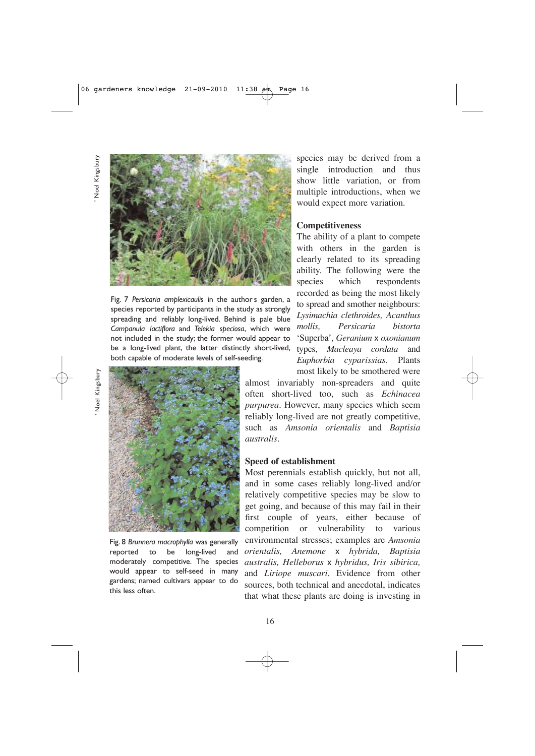species may be derived from a single introduction and thus show little variation, or from multiple introductions, when we would expect more variation.

Fig. 7 *Persicaria amplexicaulis* in the author's garden, a species reported by participants in the study as strongly spreading and reliably long-lived. Behind is pale blue *Campanula lactiflora* and *Telekia speciosa*, which were not included in the study; the former would appear to be a long-lived plant, the latter distinctly short-lived, both capable of moderate levels of self-seeding.

Fig. 8 *Brunnera macrophylla* was generally reported to be long-lived and moderately competitive. The species would appear to self-seed in many gardens; named cultivars appear to do this less often.

## Competitiveness

The ability of a plant to compete with others in the garden is clearly related to its spreading ability. The following were the species which respondents recorded as being the most likely to spread and smother neighbours: *Lysimachia clethroides, Acanthus mollis, Persicaria bistorta* 'Superba', *Geranium* x *oxonianum* types, *Macleaya cordata* and *Euphorbia cyparissias*. Plants most likely to be smothered were almost invariably non-spreaders and quite often short-lived too, such as *Echinacea purpurea*. However, many species which seem reliably long-lived are not greatly competitive, such as *Amsonia orientalis* and *Baptisia australis*.

## Speed of establishment

Most perennials establish quickly, but not all, and in some cases reliably long-lived and/or relatively competitive species may be slow to get going, and because of this may fail in their first couple of years, either because of competition or vulnerability to various environmental stresses; examples are *Amsonia orientalis, Anemone* x *hybrida, Baptisia australis, Helleborus* x *hybridus, Iris sibirica,* and *Liriope muscari*. Evidence from other sources, both technical and anecdotal, indicates that what these plants are doing is investing in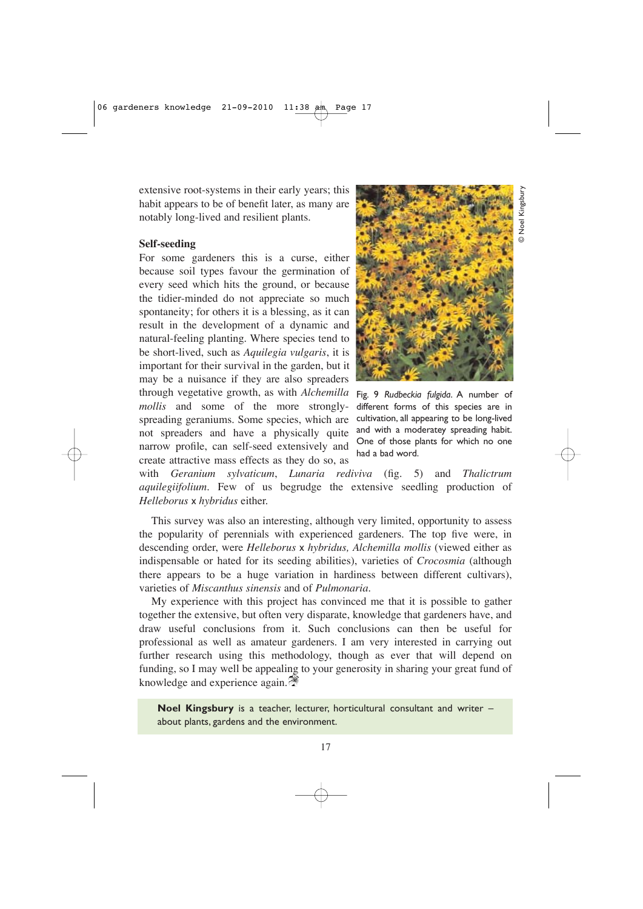extensive root-systems in their early years; this habit appears to be of benefit later, as many are notably long-lived and resilient plants.

### Self-seeding

For some gardeners this is a curse, either because soil types favour the germination of every seed which hits the ground, or because the tidier-minded do not appreciate so much spontaneity; for others it is a blessing, as it can result in the development of a dynamic and natural-feeling planting. Where species tend to be short-lived, such as *Aquilegia vulgaris*, it is important for their survival in the garden, but it may be a nuisance if they are also spreaders through vegetative growth, as with *Alchemilla mollis* and some of the more strongly-spreading geraniums. Some species, which are not spreaders and have a physically quite narrow profile, can self-seed extensively and create attractive mass effects as they do so, as with *Geranium sylvaticum*, *Lunaria rediviva* (fig. 5) and *Thalictrum aquilegiifolium*. Few of us begrudge the extensive seedling production of *Helleborus* x *hybridus* either.

Fig. 9 *Rudbeckia fulgida*. A number of different forms of this species are in cultivation, all appearing to be long-lived and with a moderatey spreading habit. One of those plants for which no one had a bad word.

© Noel Kingsbury

This survey was also an interesting, although very limited, opportunity to assess the popularity of perennials with experienced gardeners. The top five were, in descending order, were *Helleborus* x *hybridus, Alchemilla mollis* (viewed either as indispensable or hated for its seeding abilities), varieties of *Crocosmia* (although there appears to be a huge variation in hardiness between different cultivars), varieties of *Miscanthus sinensis* and of *Pulmonaria*.

My experience with this project has convinced me that it is possible to gather together the extensive, but often very disparate, knowledge that gardeners have, and draw useful conclusions from it. Such conclusions can then be useful for professional as well as amateur gardeners. I am very interested in carrying out further research using this methodology, though as ever that will depend on funding, so I may well be appealing to your generosity in sharing your great fund of knowledge and experience again.

**Noel Kingsbury** is a teacher, lecturer, horticultural consultant and writer – about plants, gardens and the environment.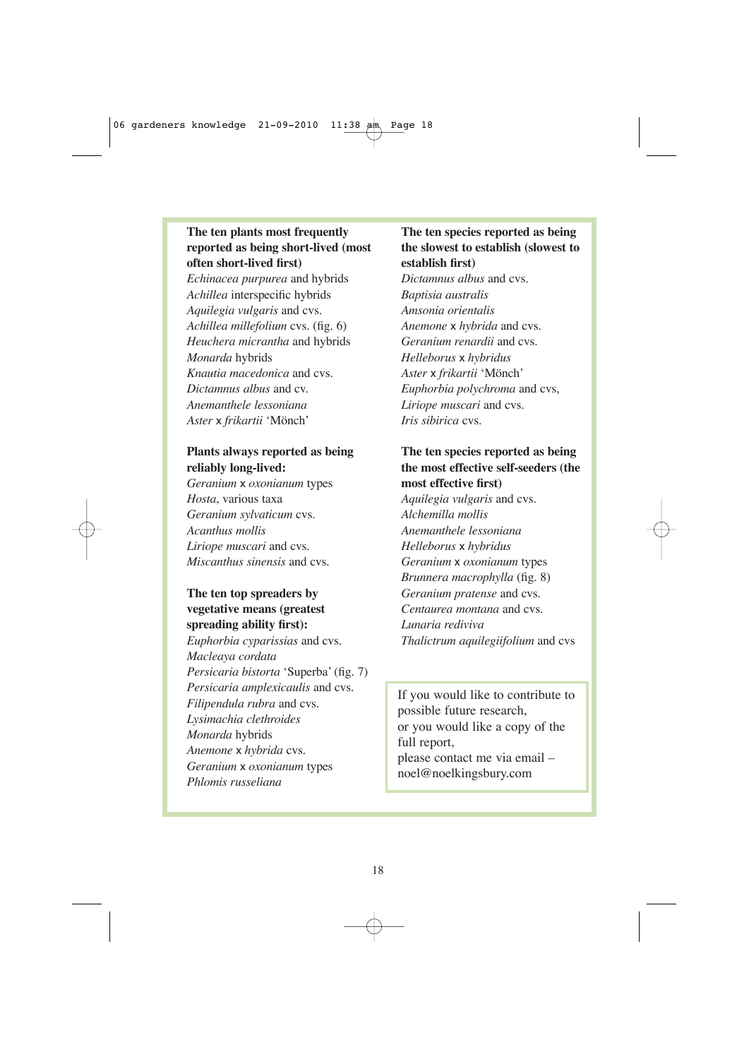**The ten plants most frequently reported as being short-lived (most often short-lived first)**

*Echinacea purpurea* and hybrids
*Achillea* interspecific hybrids
*Aquilegia vulgaris* and cvs.
*Achillea millefolium* cvs. (fig. 6)
*Heuchera micrantha* and hybrids
*Monarda* hybrids
*Knautia macedonica* and cvs.
*Dictamnus albus* and cv.
*Anemanthele lessoniana*
*Aster* x *frikartii* 'Mönch'

**Plants always reported as being reliably long-lived:**

*Geranium* x *oxonianum* types
*Hosta*, various taxa
*Geranium sylvaticum* cvs.
*Acanthus mollis*
*Liriope muscari* and cvs.
*Miscanthus sinensis* and cvs.

**The ten top spreaders by vegetative means (greatest spreading ability first):**

*Euphorbia cyparissias* and cvs.
*Macleaya cordata*
*Persicaria bistorta* 'Superba' (fig. 7)
*Persicaria amplexicaulis* and cvs.
*Filipendula rubra* and cvs.
*Lysimachia clethroides*
*Monarda* hybrids
*Anemone* x *hybrida* cvs.
*Geranium* x *oxonianum* types
*Phlomis russeliana*

**The ten species reported as being the slowest to establish (slowest to establish first)**

*Dictamnus albus* and cvs.
*Baptisia australis*
*Amsonia orientalis*
*Anemone* x *hybrida* and cvs.
*Geranium renardii* and cvs.
*Helleborus* x *hybridus*
*Aster* x *frikartii* 'Mönch'
*Euphorbia polychroma* and cvs,
*Liriope muscari* and cvs.
*Iris sibirica* cvs.

**The ten species reported as being the most effective self-seeders (the most effective first)**

*Aquilegia vulgaris* and cvs.
*Alchemilla mollis*
*Anemanthele lessoniana*
*Helleborus* x *hybridus*
*Geranium* x *oxonianum* types
*Brunnera macrophylla* (fig. 8)
*Geranium pratense* and cvs.
*Centaurea montana* and cvs.
*Lunaria rediviva*
*Thalictrum aquilegiifolium* and cvs

If you would like to contribute to possible future research,
or you would like a copy of the full report,
please contact me via email – noel@noelkingsbury.com